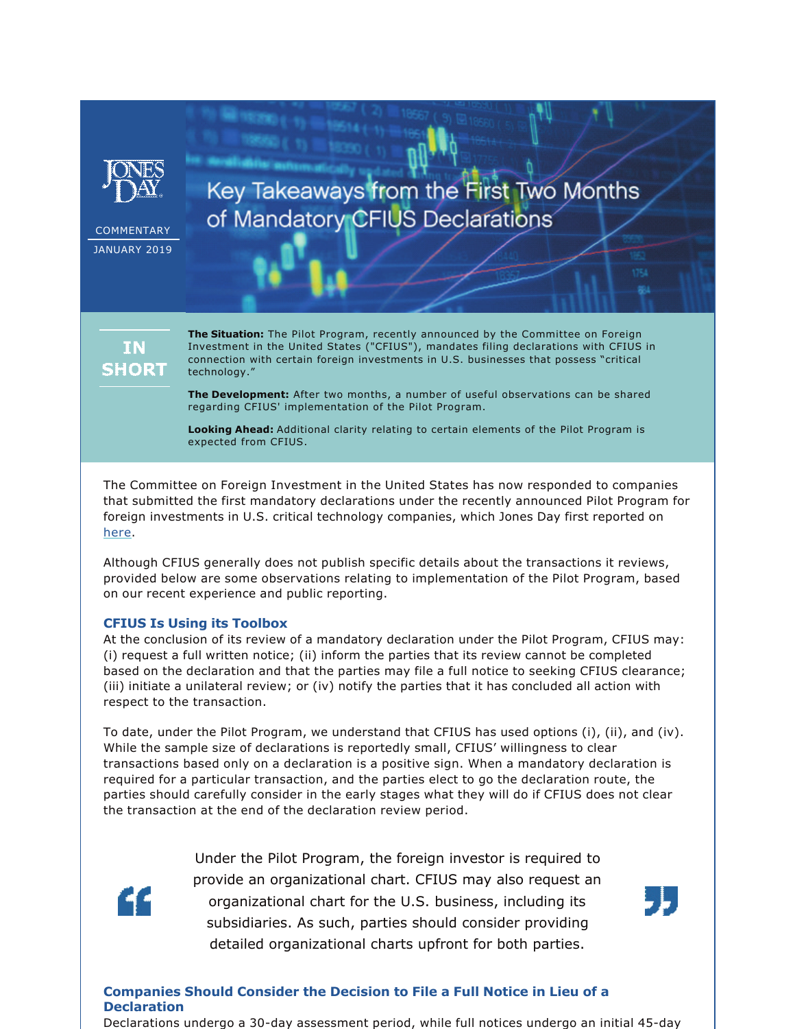JONES DAY

COMMENTARY

JANUARY 2019

# Key Takeaways from the First Two Months of Mandatory CFIUS Declarations

**IN SHORT**

**The Situation:** The Pilot Program, recently announced by the Committee on Foreign Investment in the United States ("CFIUS"), mandates filing declarations with CFIUS in connection with certain foreign investments in U.S. businesses that possess "critical technology."

**The Development:** After two months, a number of useful observations can be shared regarding CFIUS' implementation of the Pilot Program.

**Looking Ahead:** Additional clarity relating to certain elements of the Pilot Program is expected from CFIUS.

The Committee on Foreign Investment in the United States has now responded to companies that submitted the first mandatory declarations under the recently announced Pilot Program for foreign investments in U.S. critical technology companies, which Jones Day first reported on here.

Although CFIUS generally does not publish specific details about the transactions it reviews, provided below are some observations relating to implementation of the Pilot Program, based on our recent experience and public reporting.

## CFIUS Is Using its Toolbox

At the conclusion of its review of a mandatory declaration under the Pilot Program, CFIUS may: (i) request a full written notice; (ii) inform the parties that its review cannot be completed based on the declaration and that the parties may file a full notice to seeking CFIUS clearance; (iii) initiate a unilateral review; or (iv) notify the parties that it has concluded all action with respect to the transaction.

To date, under the Pilot Program, we understand that CFIUS has used options (i), (ii), and (iv). While the sample size of declarations is reportedly small, CFIUS' willingness to clear transactions based only on a declaration is a positive sign. When a mandatory declaration is required for a particular transaction, and the parties elect to go the declaration route, the parties should carefully consider in the early stages what they will do if CFIUS does not clear the transaction at the end of the declaration review period.

> Under the Pilot Program, the foreign investor is required to provide an organizational chart. CFIUS may also request an organizational chart for the U.S. business, including its subsidiaries. As such, parties should consider providing detailed organizational charts upfront for both parties.

## Companies Should Consider the Decision to File a Full Notice in Lieu of a Declaration

Declarations undergo a 30-day assessment period, while full notices undergo an initial 45-day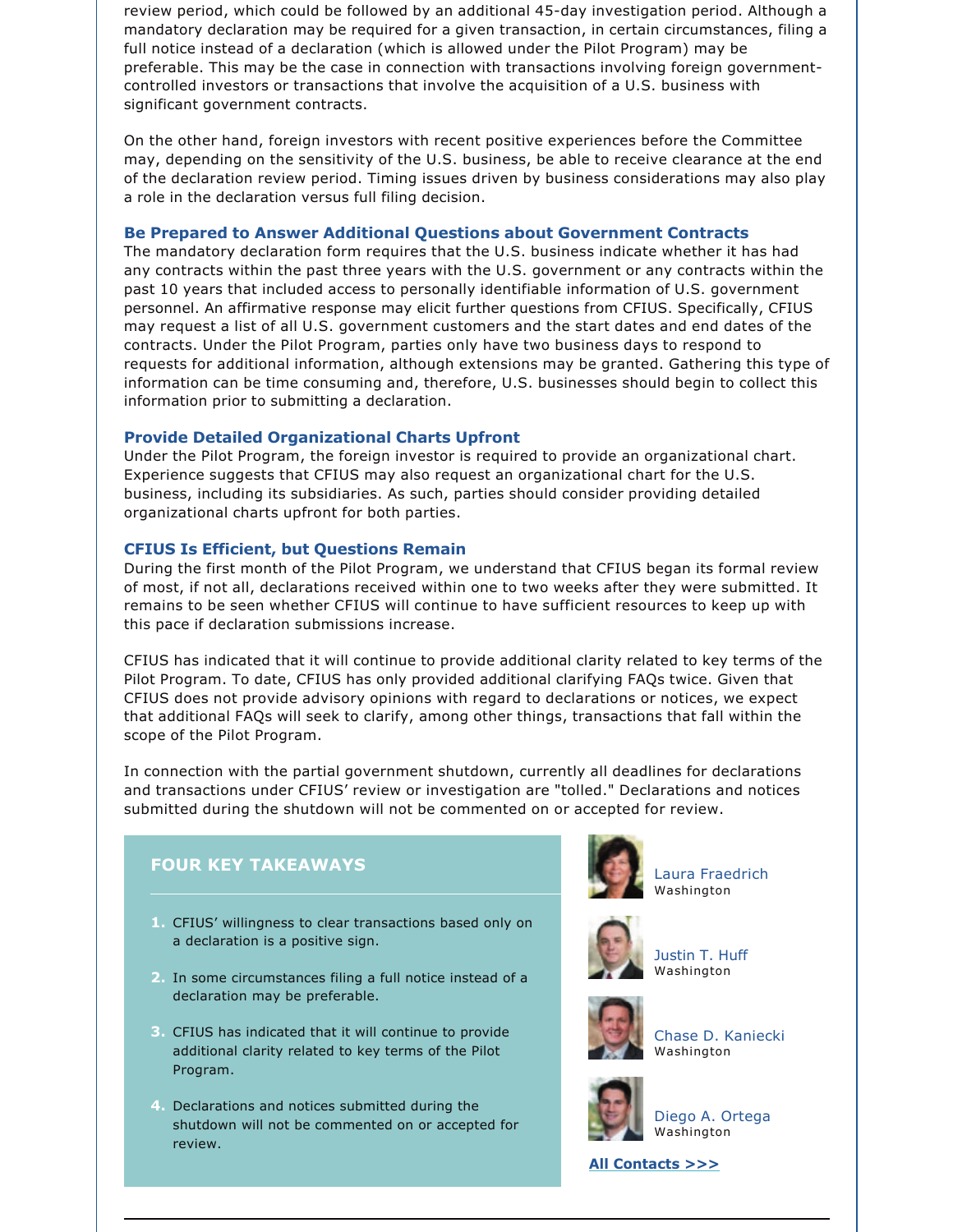review period, which could be followed by an additional 45-day investigation period. Although a mandatory declaration may be required for a given transaction, in certain circumstances, filing a full notice instead of a declaration (which is allowed under the Pilot Program) may be preferable. This may be the case in connection with transactions involving foreign government-controlled investors or transactions that involve the acquisition of a U.S. business with significant government contracts.

On the other hand, foreign investors with recent positive experiences before the Committee may, depending on the sensitivity of the U.S. business, be able to receive clearance at the end of the declaration review period. Timing issues driven by business considerations may also play a role in the declaration versus full filing decision.

### Be Prepared to Answer Additional Questions about Government Contracts

The mandatory declaration form requires that the U.S. business indicate whether it has had any contracts within the past three years with the U.S. government or any contracts within the past 10 years that included access to personally identifiable information of U.S. government personnel. An affirmative response may elicit further questions from CFIUS. Specifically, CFIUS may request a list of all U.S. government customers and the start dates and end dates of the contracts. Under the Pilot Program, parties only have two business days to respond to requests for additional information, although extensions may be granted. Gathering this type of information can be time consuming and, therefore, U.S. businesses should begin to collect this information prior to submitting a declaration.

### Provide Detailed Organizational Charts Upfront

Under the Pilot Program, the foreign investor is required to provide an organizational chart. Experience suggests that CFIUS may also request an organizational chart for the U.S. business, including its subsidiaries. As such, parties should consider providing detailed organizational charts upfront for both parties.

### CFIUS Is Efficient, but Questions Remain

During the first month of the Pilot Program, we understand that CFIUS began its formal review of most, if not all, declarations received within one to two weeks after they were submitted. It remains to be seen whether CFIUS will continue to have sufficient resources to keep up with this pace if declaration submissions increase.

CFIUS has indicated that it will continue to provide additional clarity related to key terms of the Pilot Program. To date, CFIUS has only provided additional clarifying FAQs twice. Given that CFIUS does not provide advisory opinions with regard to declarations or notices, we expect that additional FAQs will seek to clarify, among other things, transactions that fall within the scope of the Pilot Program.

In connection with the partial government shutdown, currently all deadlines for declarations and transactions under CFIUS' review or investigation are "tolled." Declarations and notices submitted during the shutdown will not be commented on or accepted for review.

### FOUR KEY TAKEAWAYS

1. CFIUS' willingness to clear transactions based only on a declaration is a positive sign.
2. In some circumstances filing a full notice instead of a declaration may be preferable.
3. CFIUS has indicated that it will continue to provide additional clarity related to key terms of the Pilot Program.
4. Declarations and notices submitted during the shutdown will not be commented on or accepted for review.

Laura Fraedrich
Washington

Justin T. Huff
Washington

Chase D. Kaniecki
Washington

Diego A. Ortega
Washington

**All Contacts >>>**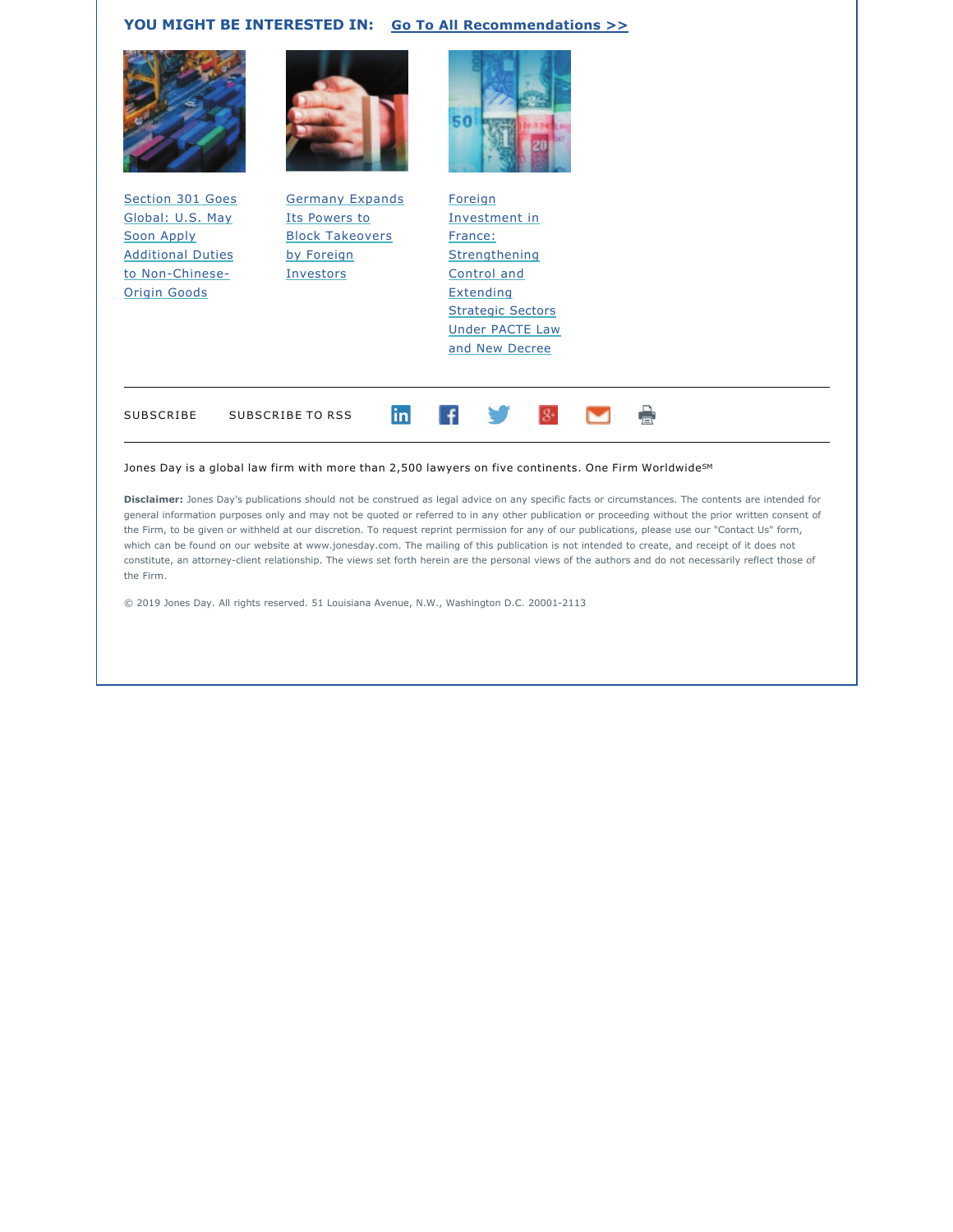**YOU MIGHT BE INTERESTED IN:** **Go To All Recommendations >>**

Section 301 Goes Global: U.S. May Soon Apply Additional Duties to Non-Chinese-Origin Goods

Germany Expands Its Powers to Block Takeovers by Foreign Investors

Foreign Investment in France: Strengthening Control and Extending Strategic Sectors Under PACTE Law and New Decree

SUBSCRIBE SUBSCRIBE TO RSS

Jones Day is a global law firm with more than 2,500 lawyers on five continents. One Firm Worldwide[SM]

**Disclaimer:** Jones Day's publications should not be construed as legal advice on any specific facts or circumstances. The contents are intended for general information purposes only and may not be quoted or referred to in any other publication or proceeding without the prior written consent of the Firm, to be given or withheld at our discretion. To request reprint permission for any of our publications, please use our "Contact Us" form, which can be found on our website at www.jonesday.com. The mailing of this publication is not intended to create, and receipt of it does not constitute, an attorney-client relationship. The views set forth herein are the personal views of the authors and do not necessarily reflect those of the Firm.

© 2019 Jones Day. All rights reserved. 51 Louisiana Avenue, N.W., Washington D.C. 20001-2113